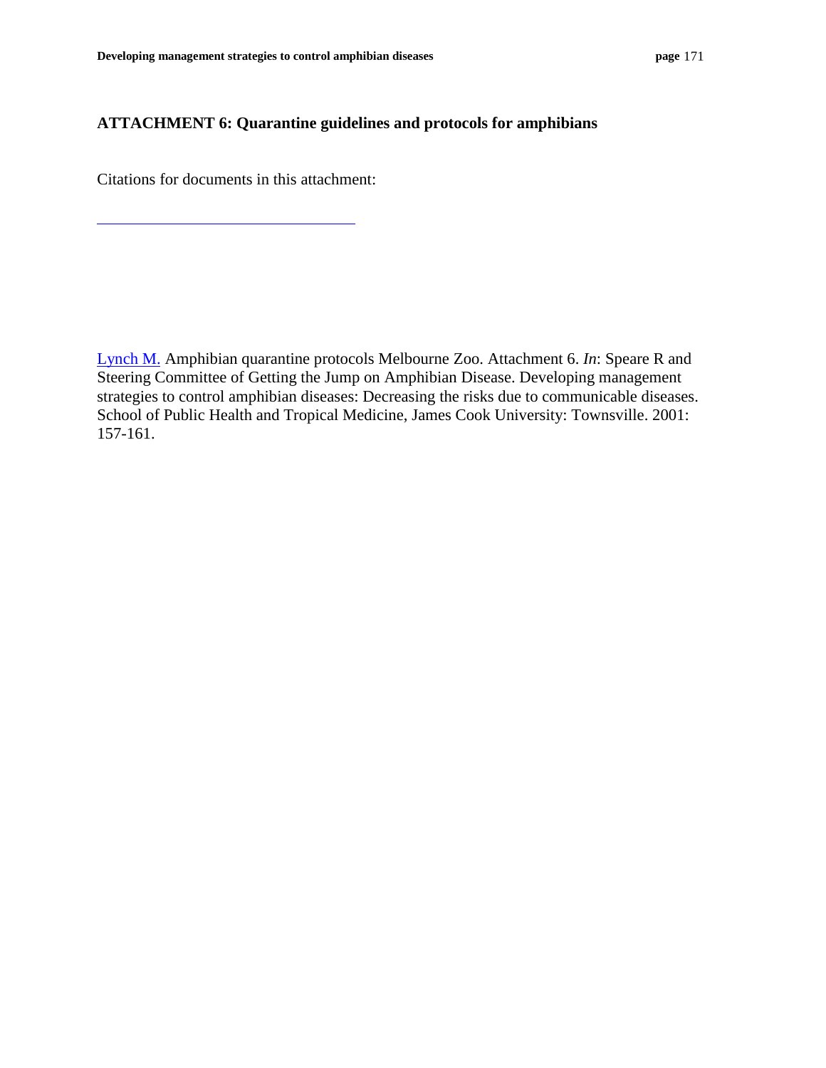## ATTACHMENT 6: Quarantine guidelines and protocols for amphibians

Citations for documents in this attachment:

---

Lynch M. Amphibian quarantine protocols Melbourne Zoo. Attachment 6. *In*: Speare R and Steering Committee of Getting the Jump on Amphibian Disease. Developing management strategies to control amphibian diseases: Decreasing the risks due to communicable diseases. School of Public Health and Tropical Medicine, James Cook University: Townsville. 2001: 157-161.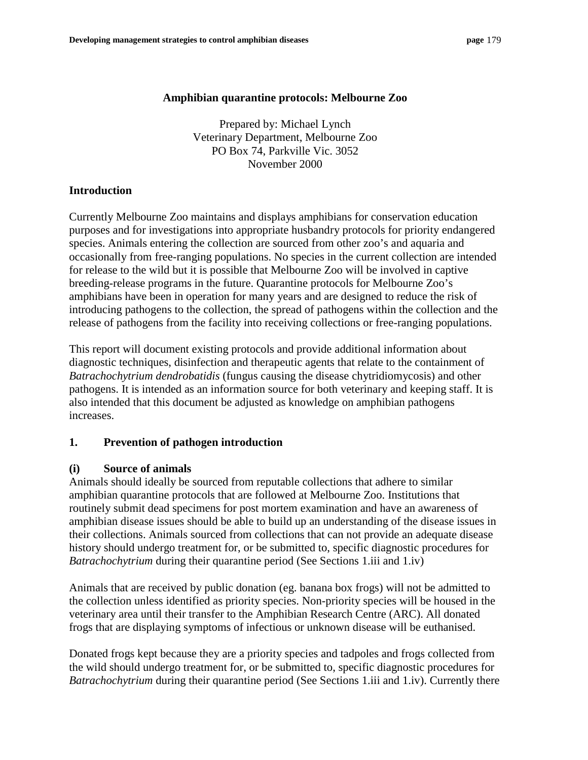**Amphibian quarantine protocols: Melbourne Zoo**

Prepared by: Michael Lynch
Veterinary Department, Melbourne Zoo
PO Box 74, Parkville Vic. 3052
November 2000

## Introduction

Currently Melbourne Zoo maintains and displays amphibians for conservation education purposes and for investigations into appropriate husbandry protocols for priority endangered species. Animals entering the collection are sourced from other zoo's and aquaria and occasionally from free-ranging populations. No species in the current collection are intended for release to the wild but it is possible that Melbourne Zoo will be involved in captive breeding-release programs in the future. Quarantine protocols for Melbourne Zoo's amphibians have been in operation for many years and are designed to reduce the risk of introducing pathogens to the collection, the spread of pathogens within the collection and the release of pathogens from the facility into receiving collections or free-ranging populations.

This report will document existing protocols and provide additional information about diagnostic techniques, disinfection and therapeutic agents that relate to the containment of *Batrachochytrium dendrobatidis* (fungus causing the disease chytridiomycosis) and other pathogens. It is intended as an information source for both veterinary and keeping staff. It is also intended that this document be adjusted as knowledge on amphibian pathogens increases.

## 1. Prevention of pathogen introduction

### (i) Source of animals

Animals should ideally be sourced from reputable collections that adhere to similar amphibian quarantine protocols that are followed at Melbourne Zoo. Institutions that routinely submit dead specimens for post mortem examination and have an awareness of amphibian disease issues should be able to build up an understanding of the disease issues in their collections. Animals sourced from collections that can not provide an adequate disease history should undergo treatment for, or be submitted to, specific diagnostic procedures for *Batrachochytrium* during their quarantine period (See Sections 1.iii and 1.iv)

Animals that are received by public donation (eg. banana box frogs) will not be admitted to the collection unless identified as priority species. Non-priority species will be housed in the veterinary area until their transfer to the Amphibian Research Centre (ARC). All donated frogs that are displaying symptoms of infectious or unknown disease will be euthanised.

Donated frogs kept because they are a priority species and tadpoles and frogs collected from the wild should undergo treatment for, or be submitted to, specific diagnostic procedures for *Batrachochytrium* during their quarantine period (See Sections 1.iii and 1.iv). Currently there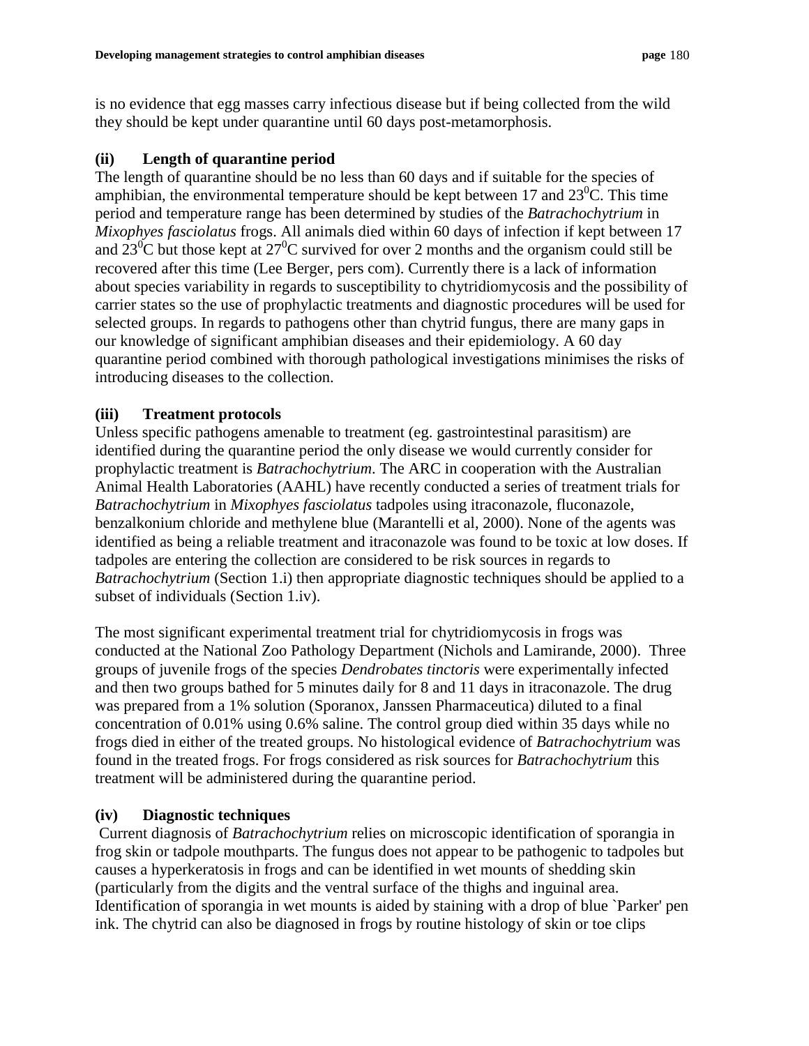is no evidence that egg masses carry infectious disease but if being collected from the wild they should be kept under quarantine until 60 days post-metamorphosis.

### (ii) Length of quarantine period

The length of quarantine should be no less than 60 days and if suitable for the species of amphibian, the environmental temperature should be kept between 17 and 23$^0$C. This time period and temperature range has been determined by studies of the *Batrachochytrium* in *Mixophyes fasciolatus* frogs. All animals died within 60 days of infection if kept between 17 and 23$^0$C but those kept at 27$^0$C survived for over 2 months and the organism could still be recovered after this time (Lee Berger, pers com). Currently there is a lack of information about species variability in regards to susceptibility to chytridiomycosis and the possibility of carrier states so the use of prophylactic treatments and diagnostic procedures will be used for selected groups. In regards to pathogens other than chytrid fungus, there are many gaps in our knowledge of significant amphibian diseases and their epidemiology. A 60 day quarantine period combined with thorough pathological investigations minimises the risks of introducing diseases to the collection.

### (iii) Treatment protocols

Unless specific pathogens amenable to treatment (eg. gastrointestinal parasitism) are identified during the quarantine period the only disease we would currently consider for prophylactic treatment is *Batrachochytrium*. The ARC in cooperation with the Australian Animal Health Laboratories (AAHL) have recently conducted a series of treatment trials for *Batrachochytrium* in *Mixophyes fasciolatus* tadpoles using itraconazole, fluconazole, benzalkonium chloride and methylene blue (Marantelli et al, 2000). None of the agents was identified as being a reliable treatment and itraconazole was found to be toxic at low doses. If tadpoles are entering the collection are considered to be risk sources in regards to *Batrachochytrium* (Section 1.i) then appropriate diagnostic techniques should be applied to a subset of individuals (Section 1.iv).

The most significant experimental treatment trial for chytridiomycosis in frogs was conducted at the National Zoo Pathology Department (Nichols and Lamirande, 2000). Three groups of juvenile frogs of the species *Dendrobates tinctoris* were experimentally infected and then two groups bathed for 5 minutes daily for 8 and 11 days in itraconazole. The drug was prepared from a 1% solution (Sporanox, Janssen Pharmaceutica) diluted to a final concentration of 0.01% using 0.6% saline. The control group died within 35 days while no frogs died in either of the treated groups. No histological evidence of *Batrachochytrium* was found in the treated frogs. For frogs considered as risk sources for *Batrachochytrium* this treatment will be administered during the quarantine period.

### (iv) Diagnostic techniques

Current diagnosis of *Batrachochytrium* relies on microscopic identification of sporangia in frog skin or tadpole mouthparts. The fungus does not appear to be pathogenic to tadpoles but causes a hyperkeratosis in frogs and can be identified in wet mounts of shedding skin (particularly from the digits and the ventral surface of the thighs and inguinal area. Identification of sporangia in wet mounts is aided by staining with a drop of blue `Parker' pen ink. The chytrid can also be diagnosed in frogs by routine histology of skin or toe clips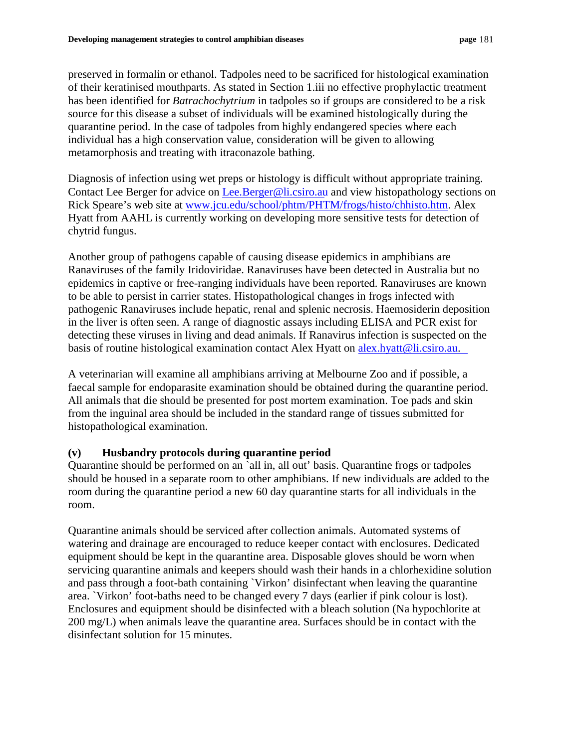preserved in formalin or ethanol. Tadpoles need to be sacrificed for histological examination of their keratinised mouthparts. As stated in Section 1.iii no effective prophylactic treatment has been identified for *Batrachochytrium* in tadpoles so if groups are considered to be a risk source for this disease a subset of individuals will be examined histologically during the quarantine period. In the case of tadpoles from highly endangered species where each individual has a high conservation value, consideration will be given to allowing metamorphosis and treating with itraconazole bathing.

Diagnosis of infection using wet preps or histology is difficult without appropriate training. Contact Lee Berger for advice on [Lee.Berger@li.csiro.au](mailto:Lee.Berger@li.csiro.au) and view histopathology sections on Rick Speare's web site at [www.jcu.edu/school/phtm/PHTM/frogs/histo/chhisto.htm](http://www.jcu.edu/school/phtm/PHTM/frogs/histo/chhisto.htm). Alex Hyatt from AAHL is currently working on developing more sensitive tests for detection of chytrid fungus.

Another group of pathogens capable of causing disease epidemics in amphibians are Ranaviruses of the family Iridoviridae. Ranaviruses have been detected in Australia but no epidemics in captive or free-ranging individuals have been reported. Ranaviruses are known to be able to persist in carrier states. Histopathological changes in frogs infected with pathogenic Ranaviruses include hepatic, renal and splenic necrosis. Haemosiderin deposition in the liver is often seen. A range of diagnostic assays including ELISA and PCR exist for detecting these viruses in living and dead animals. If Ranavirus infection is suspected on the basis of routine histological examination contact Alex Hyatt on [alex.hyatt@li.csiro.au.](mailto:alex.hyatt@li.csiro.au)

A veterinarian will examine all amphibians arriving at Melbourne Zoo and if possible, a faecal sample for endoparasite examination should be obtained during the quarantine period. All animals that die should be presented for post mortem examination. Toe pads and skin from the inguinal area should be included in the standard range of tissues submitted for histopathological examination.

### (v) Husbandry protocols during quarantine period

Quarantine should be performed on an `all in, all out' basis. Quarantine frogs or tadpoles should be housed in a separate room to other amphibians. If new individuals are added to the room during the quarantine period a new 60 day quarantine starts for all individuals in the room.

Quarantine animals should be serviced after collection animals. Automated systems of watering and drainage are encouraged to reduce keeper contact with enclosures. Dedicated equipment should be kept in the quarantine area. Disposable gloves should be worn when servicing quarantine animals and keepers should wash their hands in a chlorhexidine solution and pass through a foot-bath containing `Virkon' disinfectant when leaving the quarantine area. `Virkon' foot-baths need to be changed every 7 days (earlier if pink colour is lost). Enclosures and equipment should be disinfected with a bleach solution (Na hypochlorite at 200 mg/L) when animals leave the quarantine area. Surfaces should be in contact with the disinfectant solution for 15 minutes.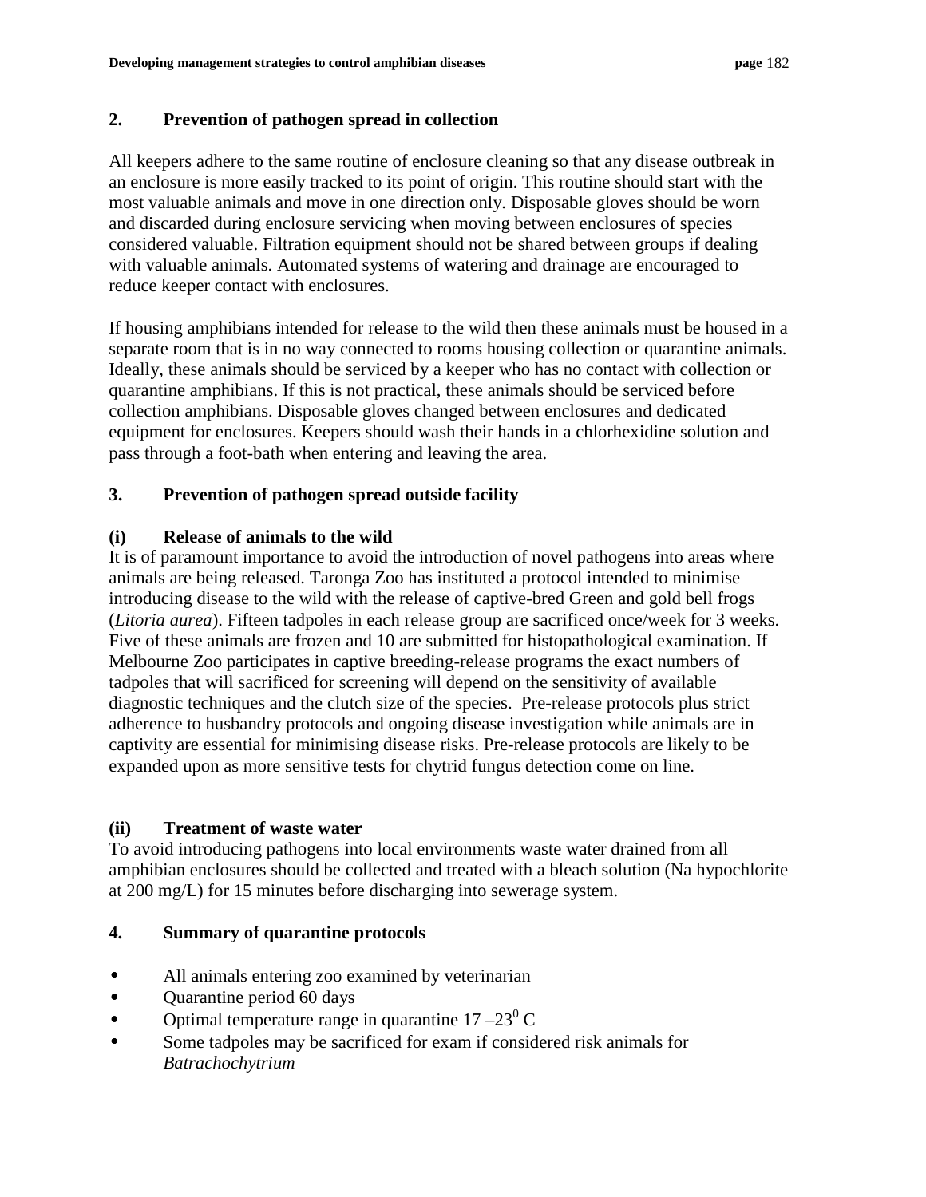## 2. Prevention of pathogen spread in collection

All keepers adhere to the same routine of enclosure cleaning so that any disease outbreak in an enclosure is more easily tracked to its point of origin. This routine should start with the most valuable animals and move in one direction only. Disposable gloves should be worn and discarded during enclosure servicing when moving between enclosures of species considered valuable. Filtration equipment should not be shared between groups if dealing with valuable animals. Automated systems of watering and drainage are encouraged to reduce keeper contact with enclosures.

If housing amphibians intended for release to the wild then these animals must be housed in a separate room that is in no way connected to rooms housing collection or quarantine animals. Ideally, these animals should be serviced by a keeper who has no contact with collection or quarantine amphibians. If this is not practical, these animals should be serviced before collection amphibians. Disposable gloves changed between enclosures and dedicated equipment for enclosures. Keepers should wash their hands in a chlorhexidine solution and pass through a foot-bath when entering and leaving the area.

## 3. Prevention of pathogen spread outside facility

### (i) Release of animals to the wild

It is of paramount importance to avoid the introduction of novel pathogens into areas where animals are being released. Taronga Zoo has instituted a protocol intended to minimise introducing disease to the wild with the release of captive-bred Green and gold bell frogs (*Litoria aurea*). Fifteen tadpoles in each release group are sacrificed once/week for 3 weeks. Five of these animals are frozen and 10 are submitted for histopathological examination. If Melbourne Zoo participates in captive breeding-release programs the exact numbers of tadpoles that will sacrificed for screening will depend on the sensitivity of available diagnostic techniques and the clutch size of the species. Pre-release protocols plus strict adherence to husbandry protocols and ongoing disease investigation while animals are in captivity are essential for minimising disease risks. Pre-release protocols are likely to be expanded upon as more sensitive tests for chytrid fungus detection come on line.

### (ii) Treatment of waste water

To avoid introducing pathogens into local environments waste water drained from all amphibian enclosures should be collected and treated with a bleach solution (Na hypochlorite at 200 mg/L) for 15 minutes before discharging into sewerage system.

## 4. Summary of quarantine protocols

- All animals entering zoo examined by veterinarian
- Quarantine period 60 days
- Optimal temperature range in quarantine 17 –23$^{0}$ C
- Some tadpoles may be sacrificed for exam if considered risk animals for *Batrachochytrium*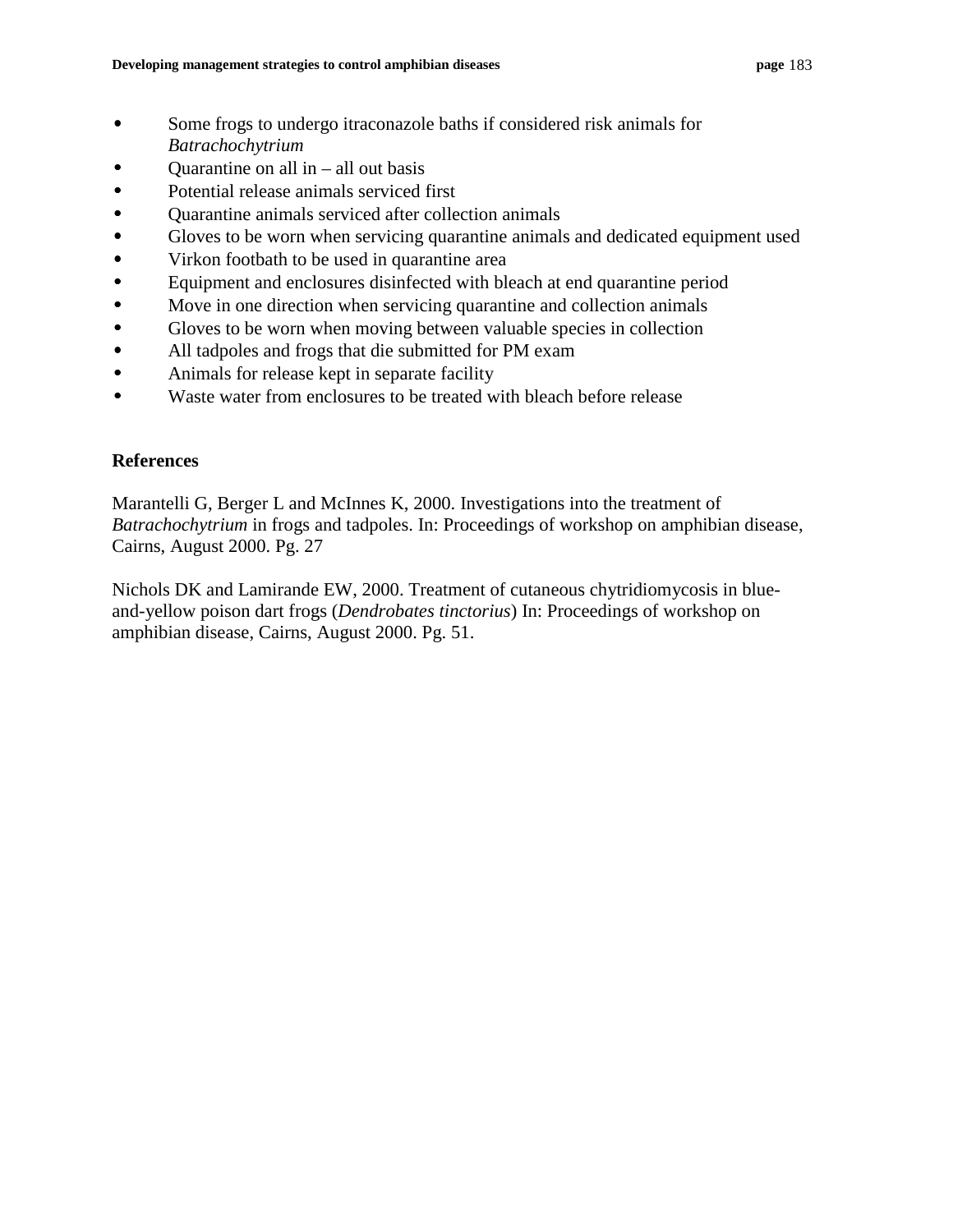- Some frogs to undergo itraconazole baths if considered risk animals for *Batrachochytrium*
- Quarantine on all in – all out basis
- Potential release animals serviced first
- Quarantine animals serviced after collection animals
- Gloves to be worn when servicing quarantine animals and dedicated equipment used
- Virkon footbath to be used in quarantine area
- Equipment and enclosures disinfected with bleach at end quarantine period
- Move in one direction when servicing quarantine and collection animals
- Gloves to be worn when moving between valuable species in collection
- All tadpoles and frogs that die submitted for PM exam
- Animals for release kept in separate facility
- Waste water from enclosures to be treated with bleach before release

## References

Marantelli G, Berger L and McInnes K, 2000. Investigations into the treatment of *Batrachochytrium* in frogs and tadpoles. In: Proceedings of workshop on amphibian disease, Cairns, August 2000. Pg. 27

Nichols DK and Lamirande EW, 2000. Treatment of cutaneous chytridiomycosis in blue-and-yellow poison dart frogs (*Dendrobates tinctorius*) In: Proceedings of workshop on amphibian disease, Cairns, August 2000. Pg. 51.